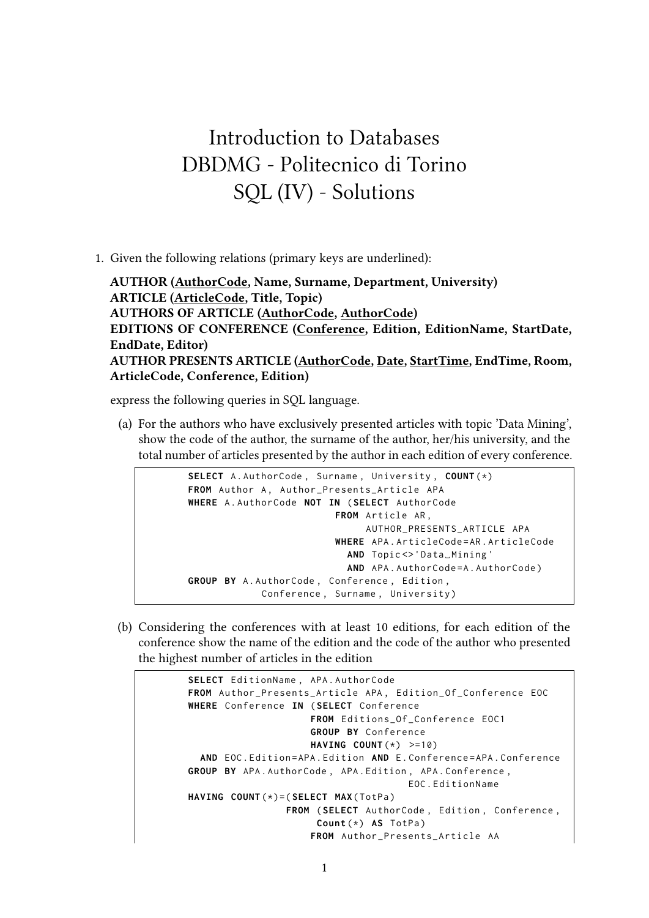# Introduction to Databases
# DBDMG - Politecnico di Torino
# SQL (IV) - Solutions

1. Given the following relations (primary keys are underlined):

   **AUTHOR (<u>AuthorCode</u>, Name, Surname, Department, University)**
   **ARTICLE (<u>ArticleCode</u>, Title, Topic)**
   **AUTHORS OF ARTICLE (<u>AuthorCode</u>, <u>AuthorCode</u>)**
   **EDITIONS OF CONFERENCE (<u>Conference</u>, Edition, EditionName, StartDate, EndDate, Editor)**
   **AUTHOR PRESENTS ARTICLE (<u>AuthorCode</u>, <u>Date</u>, <u>StartTime</u>, EndTime, Room, ArticleCode, Conference, Edition)**

   express the following queries in SQL language.

   (a) For the authors who have exclusively presented articles with topic 'Data Mining', show the code of the author, the surname of the author, her/his university, and the total number of articles presented by the author in each edition of every conference.

   ```
   SELECT A.AuthorCode, Surname, University, COUNT(*)
   FROM Author A, Author_Presents_Article APA
   WHERE A.AuthorCode NOT IN (SELECT AuthorCode
                              FROM Article AR,
                                   AUTHOR_PRESENTS_ARTICLE APA
                              WHERE APA.ArticleCode=AR.ArticleCode
                                AND Topic<>'Data_Mining'
                                AND APA.AuthorCode=A.AuthorCode)
   GROUP BY A.AuthorCode, Conference, Edition,
            Conference, Surname, University)
   ```

   (b) Considering the conferences with at least 10 editions, for each edition of the conference show the name of the edition and the code of the author who presented the highest number of articles in the edition

   ```
   SELECT EditionName, APA.AuthorCode
   FROM Author_Presents_Article APA, Edition_Of_Conference EOC
   WHERE Conference IN (SELECT Conference
                        FROM Editions_Of_Conference EOC1
                        GROUP BY Conference
                        HAVING COUNT(*) >=10)
     AND EOC.Edition=APA.Edition AND E.Conference=APA.Conference
   GROUP BY APA.AuthorCode, APA.Edition, APA.Conference,
                                      EOC.EditionName
   HAVING COUNT(*)=(SELECT MAX(TotPa)
                    FROM (SELECT AuthorCode, Edition, Conference,
                          Count(*) AS TotPa)
                        FROM Author_Presents_Article AA
   ```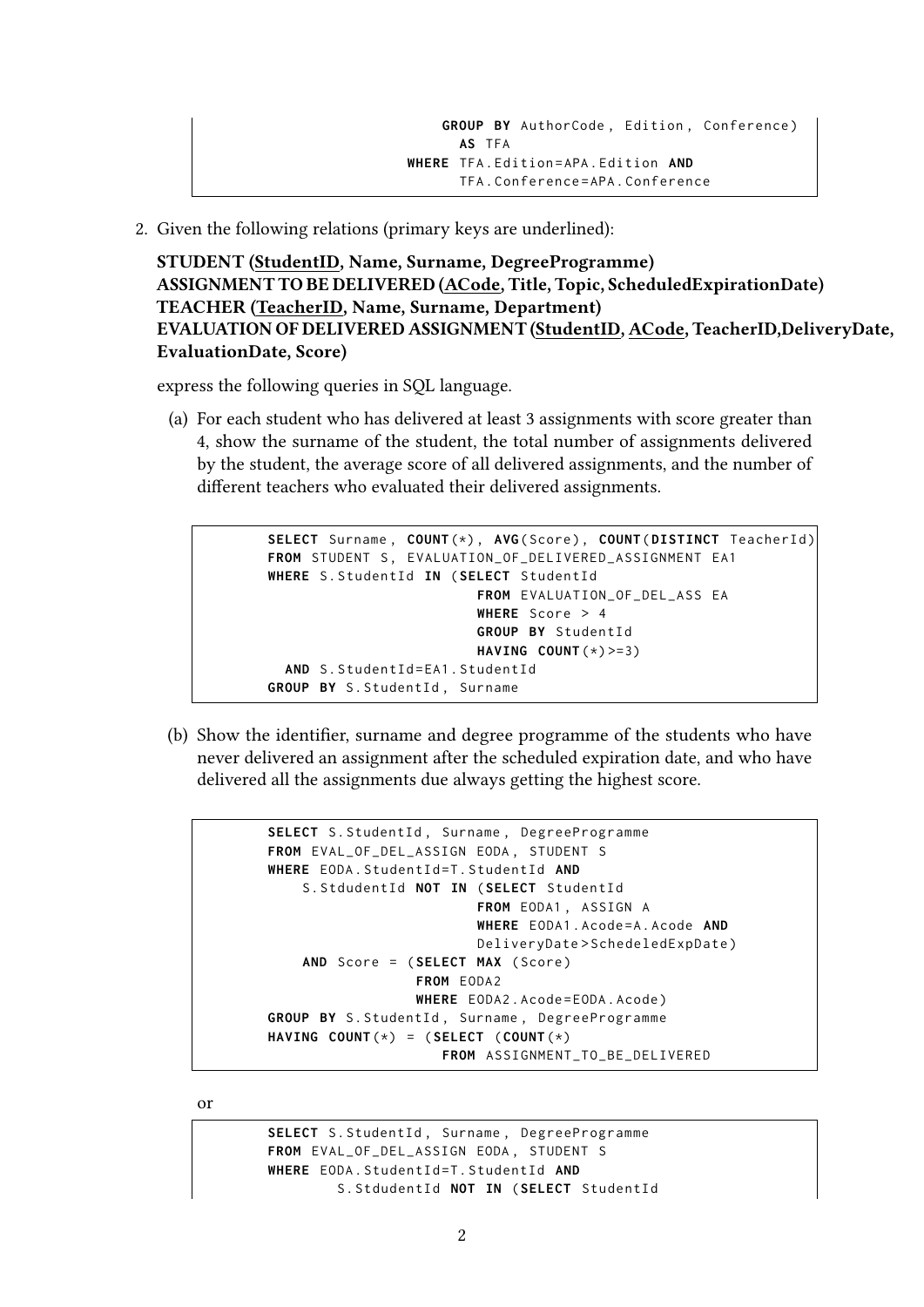```
                    GROUP BY AuthorCode, Edition, Conference)
                      AS TFA
                WHERE TFA.Edition=APA.Edition AND
                      TFA.Conference=APA.Conference
```

2. Given the following relations (primary keys are underlined):

   **STUDENT (<u>StudentID</u>, Name, Surname, DegreeProgramme)**
   **ASSIGNMENT TO BE DELIVERED (<u>ACode</u>, Title, Topic, ScheduledExpirationDate)**
   **TEACHER (<u>TeacherID</u>, Name, Surname, Department)**
   **EVALUATION OF DELIVERED ASSIGNMENT (<u>StudentID</u>, <u>ACode</u>, TeacherID,DeliveryDate, EvaluationDate, Score)**

   express the following queries in SQL language.

   (a) For each student who has delivered at least 3 assignments with score greater than 4, show the surname of the student, the total number of assignments delivered by the student, the average score of all delivered assignments, and the number of different teachers who evaluated their delivered assignments.

```
SELECT Surname, COUNT(*), AVG(Score), COUNT(DISTINCT TeacherId)
FROM STUDENT S, EVALUATION_OF_DELIVERED_ASSIGNMENT EA1
WHERE S.StudentId IN (SELECT StudentId
                      FROM EVALUATION_OF_DEL_ASS EA
                      WHERE Score > 4
                      GROUP BY StudentId
                      HAVING COUNT(*)>=3)
  AND S.StudentId=EA1.StudentId
GROUP BY S.StudentId, Surname
```

   (b) Show the identifier, surname and degree programme of the students who have never delivered an assignment after the scheduled expiration date, and who have delivered all the assignments due always getting the highest score.

```
SELECT S.StudentId, Surname, DegreeProgramme
FROM EVAL_OF_DEL_ASSIGN EODA, STUDENT S
WHERE EODA.StudentId=T.StudentId AND
    S.StdudentId NOT IN (SELECT StudentId
                         FROM EODA1, ASSIGN A
                         WHERE EODA1.Acode=A.Acode AND
                         DeliveryDate>SchededExpDate)
    AND Score = (SELECT MAX (Score)
                 FROM EODA2
                 WHERE EODA2.Acode=EODA.Acode)
GROUP BY S.StudentId, Surname, DegreeProgramme
HAVING COUNT(*) = (SELECT (COUNT(*)
                   FROM ASSIGNMENT_TO_BE_DELIVERED
```

   or

```
SELECT S.StudentId, Surname, DegreeProgramme
FROM EVAL_OF_DEL_ASSIGN EODA, STUDENT S
WHERE EODA.StudentId=T.StudentId AND
      S.StdudentId NOT IN (SELECT StudentId
```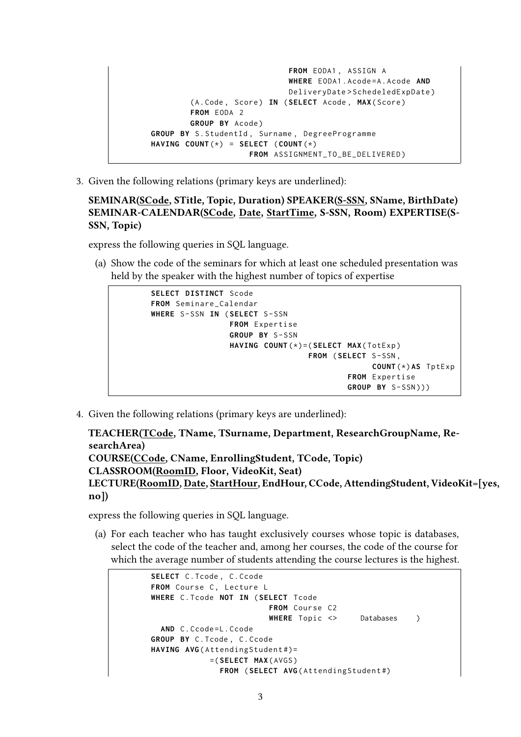```
                              FROM EODA1, ASSIGN A
                              WHERE EODA1.Acode=A.Acode AND
                              DeliveryDate>SchedeledExpDate)
        (A.Code, Score) IN (SELECT Acode, MAX(Score)
        FROM EODA 2
        GROUP BY Acode)
GROUP BY S.StudentId, Surname, DegreeProgramme
HAVING COUNT(*) = SELECT (COUNT(*)
                  FROM ASSIGNMENT_TO_BE_DELIVERED)
```

3. Given the following relations (primary keys are underlined):

   **SEMINAR(<u>SCode</u>, STitle, Topic, Duration) SPEAKER(<u>S-SSN</u>, SName, BirthDate) SEMINAR-CALENDAR(<u>SCode</u>, <u>Date</u>, <u>StartTime</u>, S-SSN, Room) EXPERTISE(S-SSN, Topic)**

   express the following queries in SQL language.

   (a) Show the code of the seminars for which at least one scheduled presentation was held by the speaker with the highest number of topics of expertise

```
SELECT DISTINCT Scode
FROM Seminare_Calendar
WHERE S-SSN IN (SELECT S-SSN
                FROM Expertise
                GROUP BY S-SSN
                HAVING COUNT(*)=(SELECT MAX(TotExp)
                                 FROM (SELECT S-SSN,
                                              COUNT(*)AS TptExp
                                       FROM Expertise
                                       GROUP BY S-SSN)))
```

4. Given the following relations (primary keys are underlined):

   **TEACHER(<u>TCode</u>, TName, TSurname, Department, ResearchGroupName, ResearchArea)**
   **COURSE(<u>CCode</u>, CName, EnrollingStudent, TCode, Topic)**
   **CLASSROOM(<u>RoomID</u>, Floor, VideoKit, Seat)**
   **LECTURE(<u>RoomID</u>, <u>Date</u>, <u>StartHour</u>, EndHour, CCode, AttendingStudent, VideoKit=[yes, no])**

   express the following queries in SQL language.

   (a) For each teacher who has taught exclusively courses whose topic is databases, select the code of the teacher and, among her courses, the code of the course for which the average number of students attending the course lectures is the highest.

```
SELECT C.Tcode, C.Ccode
FROM Course C, Lecture L
WHERE C.Tcode NOT IN (SELECT Tcode
                      FROM Course C2
                      WHERE Topic <>    Databases   )
  AND C.Ccode=L.Ccode
GROUP BY C.Tcode, C.Ccode
HAVING AVG(AttendingStudent#)=
            =(SELECT MAX(AVGS)
              FROM (SELECT AVG(AttendingStudent#)
```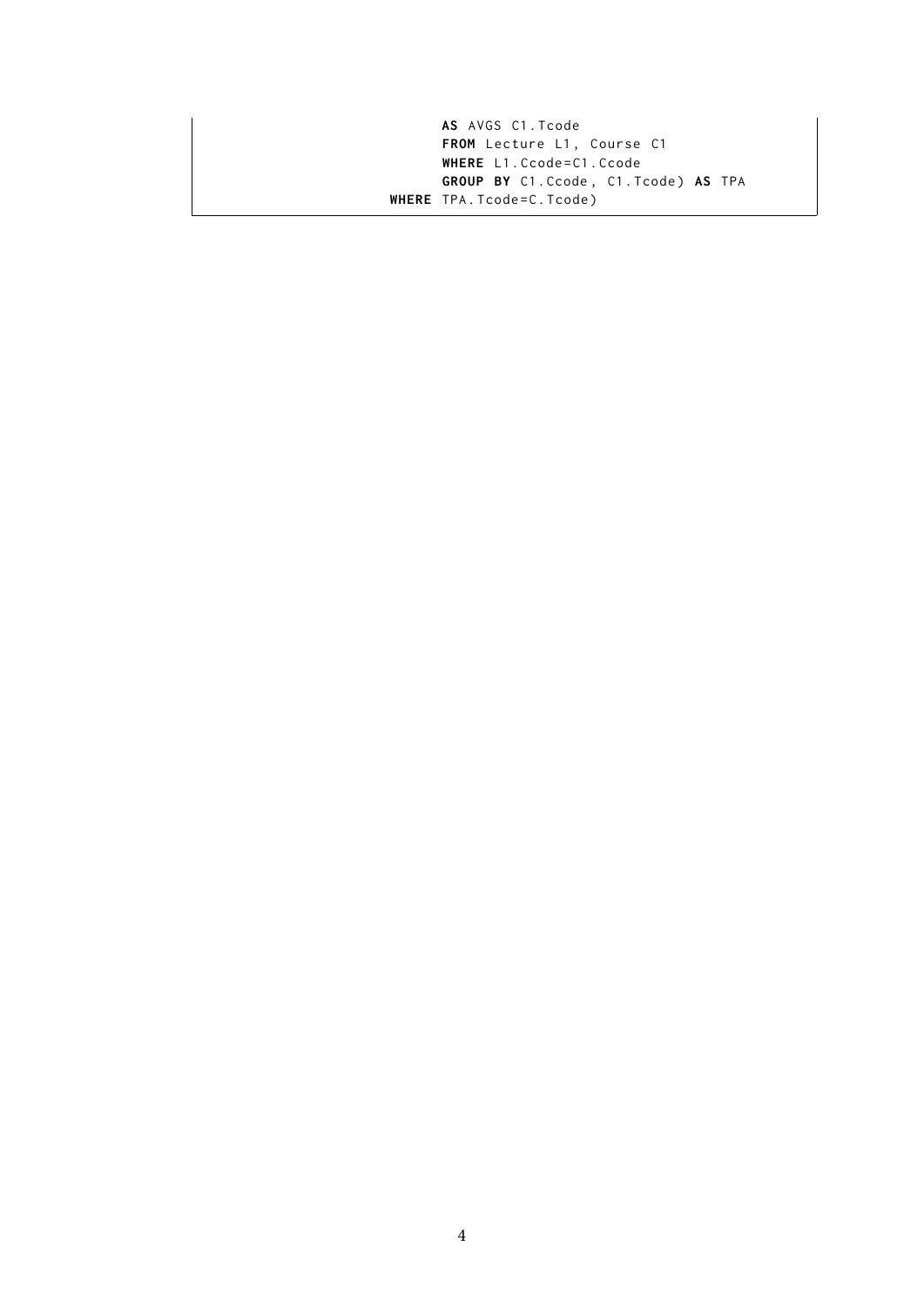```
            AS AVGS C1.Tcode
            FROM Lecture L1, Course C1
            WHERE L1.Ccode=C1.Ccode
            GROUP BY C1.Ccode, C1.Tcode) AS TPA
        WHERE TPA.Tcode=C.Tcode)
```